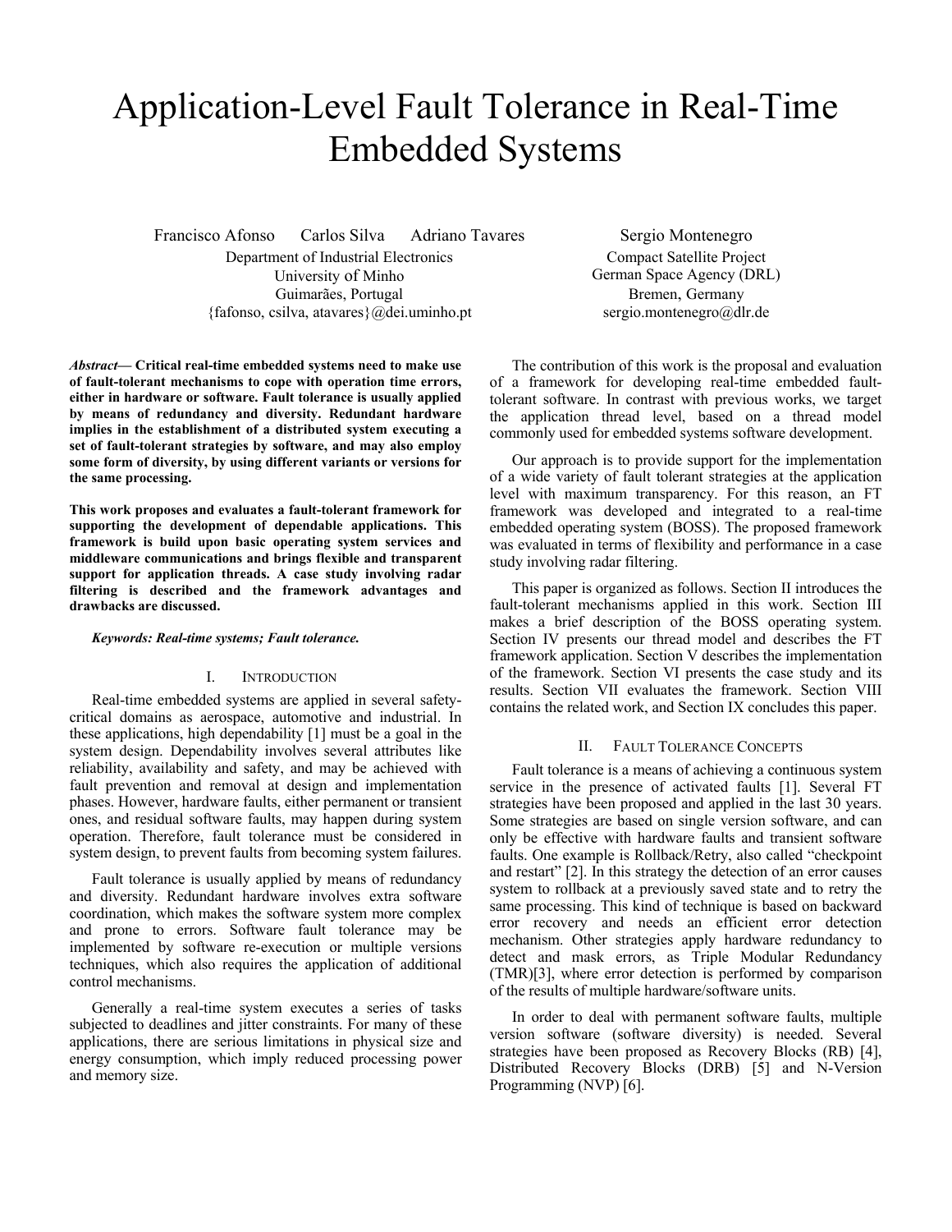# Application-Level Fault Tolerance in Real-Time Embedded Systems

Francisco Afonso Carlos Silva Adriano Tavares
Department of Industrial Electronics
University of Minho
Guimarães, Portugal
{fafonso, csilva, atavares}@dei.uminho.pt

Sergio Montenegro
Compact Satellite Project
German Space Agency (DRL)
Bremen, Germany
sergio.montenegro@dlr.de

***Abstract*— Critical real-time embedded systems need to make use of fault-tolerant mechanisms to cope with operation time errors, either in hardware or software. Fault tolerance is usually applied by means of redundancy and diversity. Redundant hardware implies in the establishment of a distributed system executing a set of fault-tolerant strategies by software, and may also employ some form of diversity, by using different variants or versions for the same processing.**

**This work proposes and evaluates a fault-tolerant framework for supporting the development of dependable applications. This framework is build upon basic operating system services and middleware communications and brings flexible and transparent support for application threads. A case study involving radar filtering is described and the framework advantages and drawbacks are discussed.**

***Keywords: Real-time systems; Fault tolerance.***

## I. Introduction

Real-time embedded systems are applied in several safety-critical domains as aerospace, automotive and industrial. In these applications, high dependability [1] must be a goal in the system design. Dependability involves several attributes like reliability, availability and safety, and may be achieved with fault prevention and removal at design and implementation phases. However, hardware faults, either permanent or transient ones, and residual software faults, may happen during system operation. Therefore, fault tolerance must be considered in system design, to prevent faults from becoming system failures.

Fault tolerance is usually applied by means of redundancy and diversity. Redundant hardware involves extra software coordination, which makes the software system more complex and prone to errors. Software fault tolerance may be implemented by software re-execution or multiple versions techniques, which also requires the application of additional control mechanisms.

Generally a real-time system executes a series of tasks subjected to deadlines and jitter constraints. For many of these applications, there are serious limitations in physical size and energy consumption, which imply reduced processing power and memory size.

The contribution of this work is the proposal and evaluation of a framework for developing real-time embedded fault-tolerant software. In contrast with previous works, we target the application thread level, based on a thread model commonly used for embedded systems software development.

Our approach is to provide support for the implementation of a wide variety of fault tolerant strategies at the application level with maximum transparency. For this reason, an FT framework was developed and integrated to a real-time embedded operating system (BOSS). The proposed framework was evaluated in terms of flexibility and performance in a case study involving radar filtering.

This paper is organized as follows. Section II introduces the fault-tolerant mechanisms applied in this work. Section III makes a brief description of the BOSS operating system. Section IV presents our thread model and describes the FT framework application. Section V describes the implementation of the framework. Section VI presents the case study and its results. Section VII evaluates the framework. Section VIII contains the related work, and Section IX concludes this paper.

## II. Fault Tolerance Concepts

Fault tolerance is a means of achieving a continuous system service in the presence of activated faults [1]. Several FT strategies have been proposed and applied in the last 30 years. Some strategies are based on single version software, and can only be effective with hardware faults and transient software faults. One example is Rollback/Retry, also called "checkpoint and restart" [2]. In this strategy the detection of an error causes system to rollback at a previously saved state and to retry the same processing. This kind of technique is based on backward error recovery and needs an efficient error detection mechanism. Other strategies apply hardware redundancy to detect and mask errors, as Triple Modular Redundancy (TMR)[3], where error detection is performed by comparison of the results of multiple hardware/software units.

In order to deal with permanent software faults, multiple version software (software diversity) is needed. Several strategies have been proposed as Recovery Blocks (RB) [4], Distributed Recovery Blocks (DRB) [5] and N-Version Programming (NVP) [6].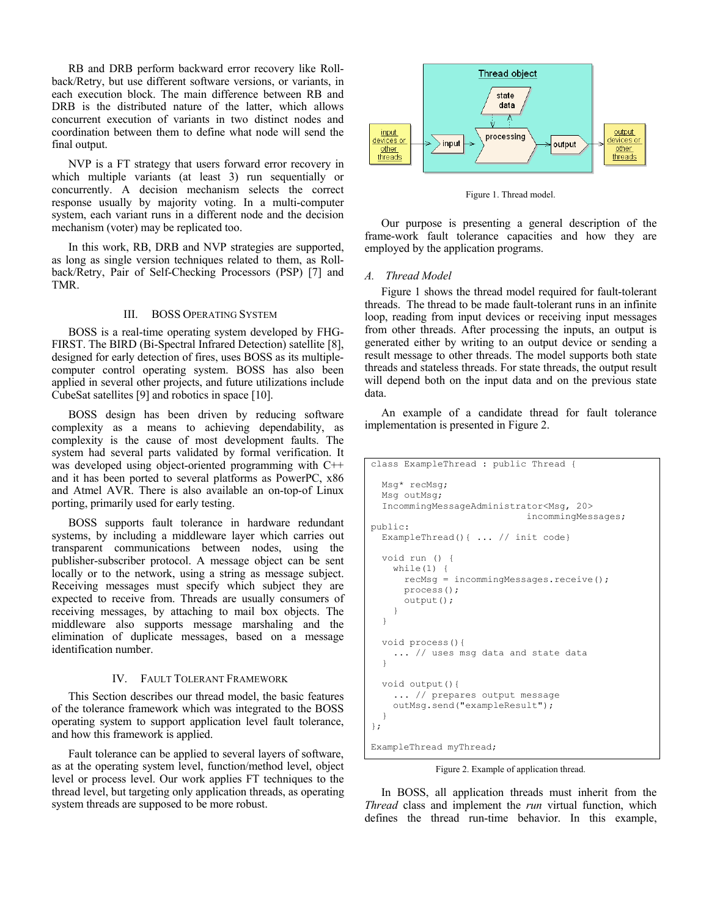RB and DRB perform backward error recovery like Roll-back/Retry, but use different software versions, or variants, in each execution block. The main difference between RB and DRB is the distributed nature of the latter, which allows concurrent execution of variants in two distinct nodes and coordination between them to define what node will send the final output.

NVP is a FT strategy that users forward error recovery in which multiple variants (at least 3) run sequentially or concurrently. A decision mechanism selects the correct response usually by majority voting. In a multi-computer system, each variant runs in a different node and the decision mechanism (voter) may be replicated too.

In this work, RB, DRB and NVP strategies are supported, as long as single version techniques related to them, as Roll-back/Retry, Pair of Self-Checking Processors (PSP) [7] and TMR.

## III. BOSS Operating System

BOSS is a real-time operating system developed by FHG-FIRST. The BIRD (Bi-Spectral Infrared Detection) satellite [8], designed for early detection of fires, uses BOSS as its multiple-computer control operating system. BOSS has also been applied in several other projects, and future utilizations include CubeSat satellites [9] and robotics in space [10].

BOSS design has been driven by reducing software complexity as a means to achieving dependability, as complexity is the cause of most development faults. The system had several parts validated by formal verification. It was developed using object-oriented programming with C++ and it has been ported to several platforms as PowerPC, x86 and Atmel AVR. There is also available an on-top-of Linux porting, primarily used for early testing.

BOSS supports fault tolerance in hardware redundant systems, by including a middleware layer which carries out transparent communications between nodes, using the publisher-subscriber protocol. A message object can be sent locally or to the network, using a string as message subject. Receiving messages must specify which subject they are expected to receive from. Threads are usually consumers of receiving messages, by attaching to mail box objects. The middleware also supports message marshaling and the elimination of duplicate messages, based on a message identification number.

## IV. Fault Tolerant Framework

This Section describes our thread model, the basic features of the tolerance framework which was integrated to the BOSS operating system to support application level fault tolerance, and how this framework is applied.

Fault tolerance can be applied to several layers of software, as at the operating system level, function/method level, object level or process level. Our work applies FT techniques to the thread level, but targeting only application threads, as operating system threads are supposed to be more robust.

Figure 1. Thread model.

Our purpose is presenting a general description of the frame-work fault tolerance capacities and how they are employed by the application programs.

### A. *Thread Model*

Figure 1 shows the thread model required for fault-tolerant threads. The thread to be made fault-tolerant runs in an infinite loop, reading from input devices or receiving input messages from other threads. After processing the inputs, an output is generated either by writing to an output device or sending a result message to other threads. The model supports both state threads and stateless threads. For state threads, the output result will depend both on the input data and on the previous state data.

An example of a candidate thread for fault tolerance implementation is presented in Figure 2.

```
class ExampleThread : public Thread {

  Msg* recMsg;
  Msg outMsg;
  IncommingMessageAdministrator<Msg, 20>
                              incommingMessages;
public:
  ExampleThread(){ ... // init code}

  void run () {
    while(1) {
      recMsg = incommingMessages.receive();
      process();
      output();
    }
  }

  void process(){
    ... // uses msg data and state data
  }

  void output(){
    ... // prepares output message
    outMsg.send("exampleResult");
  }
};

ExampleThread myThread;
```

Figure 2. Example of application thread.

In BOSS, all application threads must inherit from the *Thread* class and implement the *run* virtual function, which defines the thread run-time behavior. In this example,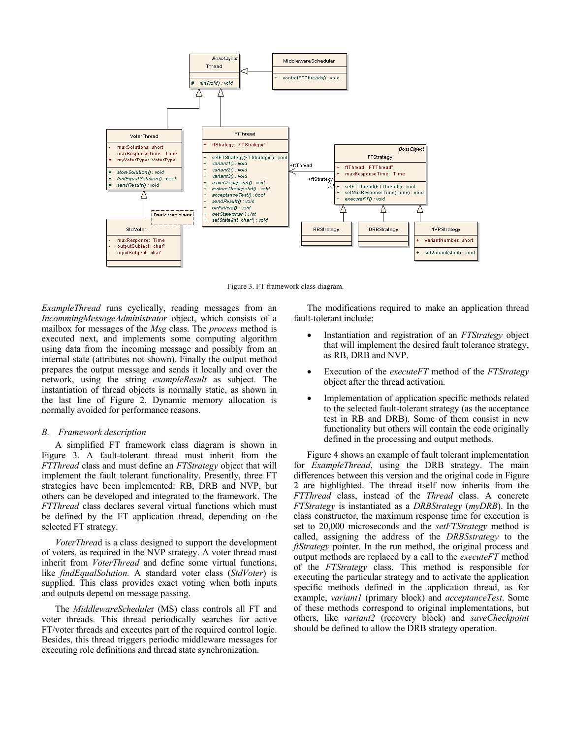Figure 3. FT framework class diagram.

*ExampleThread* runs cyclically, reading messages from an *IncommingMessageAdministrator* object, which consists of a mailbox for messages of the *Msg* class. The *process* method is executed next, and implements some computing algorithm using data from the incoming message and possibly from an internal state (attributes not shown). Finally the output method prepares the output message and sends it locally and over the network, using the string *exampleResult* as subject. The instantiation of thread objects is normally static, as shown in the last line of Figure 2. Dynamic memory allocation is normally avoided for performance reasons.

### *B. Framework description*

A simplified FT framework class diagram is shown in Figure 3. A fault-tolerant thread must inherit from the *FTThread* class and must define an *FTStrategy* object that will implement the fault tolerant functionality. Presently, three FT strategies have been implemented: RB, DRB and NVP, but others can be developed and integrated to the framework. The *FTThread* class declares several virtual functions which must be defined by the FT application thread, depending on the selected FT strategy.

*VoterThread* is a class designed to support the development of voters, as required in the NVP strategy. A voter thread must inherit from *VoterThread* and define some virtual functions, like *findEqualSolution.* A standard voter class (*StdVoter*) is supplied. This class provides exact voting when both inputs and outputs depend on message passing.

The *MiddlewareScheduler* (MS) class controls all FT and voter threads. This thread periodically searches for active FT/voter threads and executes part of the required control logic. Besides, this thread triggers periodic middleware messages for executing role definitions and thread state synchronization.

The modifications required to make an application thread fault-tolerant include:

- Instantiation and registration of an *FTStrategy* object that will implement the desired fault tolerance strategy, as RB, DRB and NVP.
- Execution of the *executeFT* method of the *FTStrategy* object after the thread activation.
- Implementation of application specific methods related to the selected fault-tolerant strategy (as the acceptance test in RB and DRB). Some of them consist in new functionality but others will contain the code originally defined in the processing and output methods.

Figure 4 shows an example of fault tolerant implementation for *ExampleThread*, using the DRB strategy. The main differences between this version and the original code in Figure 2 are highlighted. The thread itself now inherits from the *FTThread* class, instead of the *Thread* class. A concrete *FTStrategy* is instantiated as a *DRBStrategy* (*myDRB*). In the class constructor, the maximum response time for execution is set to 20,000 microseconds and the *setFTStrategy* method is called, assigning the address of the *DRBSstrategy* to the *ftStrategy* pointer. In the run method, the original process and output methods are replaced by a call to the *executeFT* method of the *FTStrategy* class. This method is responsible for executing the particular strategy and to activate the application specific methods defined in the application thread, as for example, *variant1* (primary block) and *acceptanceTest*. Some of these methods correspond to original implementations, but others, like *variant2* (recovery block) and *saveCheckpoint* should be defined to allow the DRB strategy operation.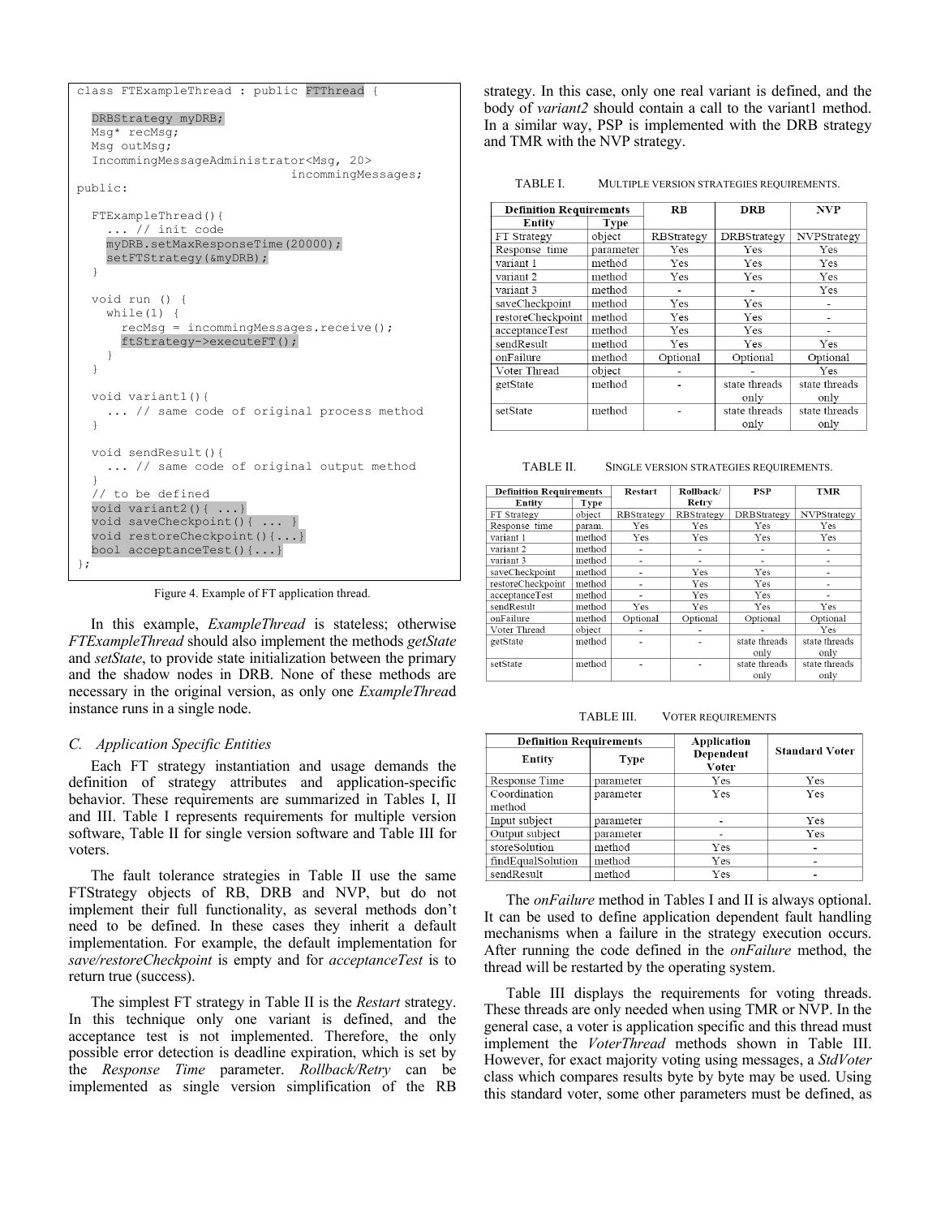```
class FTExampleThread : public FTThread {

  DRBStrategy myDRB;
  Msg* recMsg;
  Msg outMsg;
  IncommingMessageAdministrator<Msg, 20>
                              incommingMessages;
public:

  FTExampleThread(){
    ... // init code
    myDRB.setMaxResponseTime(20000);
    setFTStrategy(&myDRB);
  }

  void run () {
    while(1) {
      recMsg = incommingMessages.receive();
      ftStrategy->executeFT();
    }
  }

  void variant1(){
    ... // same code of original process method
  }

  void sendResult(){
    ... // same code of original output method
  }
  // to be defined
  void variant2(){ ...}
  void saveCheckpoint(){ ... }
  void restoreCheckpoint(){...}
  bool acceptanceTest(){...}
};
```

Figure 4. Example of FT application thread.

In this example, *ExampleThread* is stateless; otherwise *FTExampleThread* should also implement the methods *getState* and *setState*, to provide state initialization between the primary and the shadow nodes in DRB. None of these methods are necessary in the original version, as only one *ExampleThread* instance runs in a single node.

### C. Application Specific Entities

Each FT strategy instantiation and usage demands the definition of strategy attributes and application-specific behavior. These requirements are summarized in Tables I, II and III. Table I represents requirements for multiple version software, Table II for single version software and Table III for voters.

The fault tolerance strategies in Table II use the same FTStrategy objects of RB, DRB and NVP, but do not implement their full functionality, as several methods don't need to be defined. In these cases they inherit a default implementation. For example, the default implementation for *save/restoreCheckpoint* is empty and for *acceptanceTest* is to return true (success).

The simplest FT strategy in Table II is the *Restart* strategy. In this technique only one variant is defined, and the acceptance test is not implemented. Therefore, the only possible error detection is deadline expiration, which is set by the *Response Time* parameter. *Rollback/Retry* can be implemented as single version simplification of the RB strategy. In this case, only one real variant is defined, and the body of *variant2* should contain a call to the variant1 method. In a similar way, PSP is implemented with the DRB strategy and TMR with the NVP strategy.

TABLE I. MULTIPLE VERSION STRATEGIES REQUIREMENTS.

| Definition Requirements | | RB | DRB | NVP |
|---|---|---|---|---|
| Entity | Type | | | |
| FT Strategy | object | RBStrategy | DRBStrategy | NVPStrategy |
| Response time | parameter | Yes | Yes | Yes |
| variant 1 | method | Yes | Yes | Yes |
| variant 2 | method | Yes | Yes | Yes |
| variant 3 | method | - | - | Yes |
| saveCheckpoint | method | Yes | Yes | - |
| restoreCheckpoint | method | Yes | Yes | - |
| acceptanceTest | method | Yes | Yes | - |
| sendResult | method | Yes | Yes | Yes |
| onFailure | method | Optional | Optional | Optional |
| Voter Thread | object | - | - | Yes |
| getState | method | - | state threads only | state threads only |
| setState | method | - | state threads only | state threads only |

TABLE II. SINGLE VERSION STRATEGIES REQUIREMENTS.

| Definition Requirements | | Restart | Rollback/ Retry | PSP | TMR |
|---|---|---|---|---|---|
| Entity | Type | | | | |
| FT Strategy | object | RBStrategy | RBStrategy | DRBStrategy | NVPStrategy |
| Response time | param. | Yes | Yes | Yes | Yes |
| variant 1 | method | Yes | Yes | Yes | Yes |
| variant 2 | method | - | - | - | - |
| variant 3 | method | - | - | - | - |
| saveCheckpoint | method | - | Yes | Yes | - |
| restoreCheckpoint | method | - | Yes | Yes | - |
| acceptanceTest | method | - | Yes | Yes | - |
| sendResult | method | Yes | Yes | Yes | Yes |
| onFailure | method | Optional | Optional | Optional | Optional |
| Voter Thread | object | - | - | - | Yes |
| getState | method | - | - | state threads only | state threads only |
| setState | method | - | - | state threads only | state threads only |

TABLE III. VOTER REQUIREMENTS

| Definition Requirements | | Application Dependent Voter | Standard Voter |
|---|---|---|---|
| Entity | Type | | |
| Response Time | parameter | Yes | Yes |
| Coordination method | parameter | Yes | Yes |
| Input subject | parameter | - | Yes |
| Output subject | parameter | - | Yes |
| storeSolution | method | Yes | - |
| findEqualSolution | method | Yes | - |
| sendResult | method | Yes | - |

The *onFailure* method in Tables I and II is always optional. It can be used to define application dependent fault handling mechanisms when a failure in the strategy execution occurs. After running the code defined in the *onFailure* method, the thread will be restarted by the operating system.

Table III displays the requirements for voting threads. These threads are only needed when using TMR or NVP. In the general case, a voter is application specific and this thread must implement the *VoterThread* methods shown in Table III. However, for exact majority voting using messages, a *StdVoter* class which compares results byte by byte may be used. Using this standard voter, some other parameters must be defined, as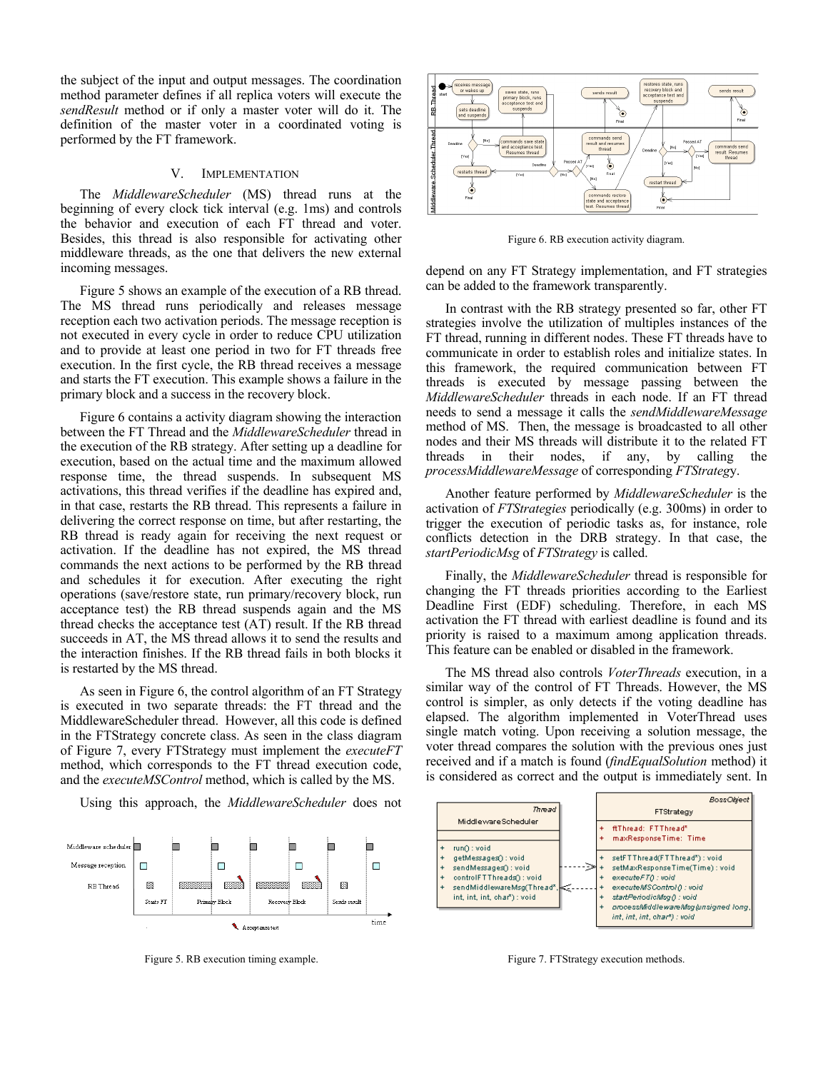the subject of the input and output messages. The coordination method parameter defines if all replica voters will execute the *sendResult* method or if only a master voter will do it. The definition of the master voter in a coordinated voting is performed by the FT framework.

## V. IMPLEMENTATION

The *MiddlewareScheduler* (MS) thread runs at the beginning of every clock tick interval (e.g. 1ms) and controls the behavior and execution of each FT thread and voter. Besides, this thread is also responsible for activating other middleware threads, as the one that delivers the new external incoming messages.

Figure 5 shows an example of the execution of a RB thread. The MS thread runs periodically and releases message reception each two activation periods. The message reception is not executed in every cycle in order to reduce CPU utilization and to provide at least one period in two for FT threads free execution. In the first cycle, the RB thread receives a message and starts the FT execution. This example shows a failure in the primary block and a success in the recovery block.

Figure 6 contains a activity diagram showing the interaction between the FT Thread and the *MiddlewareScheduler* thread in the execution of the RB strategy. After setting up a deadline for execution, based on the actual time and the maximum allowed response time, the thread suspends. In subsequent MS activations, this thread verifies if the deadline has expired and, in that case, restarts the RB thread. This represents a failure in delivering the correct response on time, but after restarting, the RB thread is ready again for receiving the next request or activation. If the deadline has not expired, the MS thread commands the next actions to be performed by the RB thread and schedules it for execution. After executing the right operations (save/restore state, run primary/recovery block, run acceptance test) the RB thread suspends again and the MS thread checks the acceptance test (AT) result. If the RB thread succeeds in AT, the MS thread allows it to send the results and the interaction finishes. If the RB thread fails in both blocks it is restarted by the MS thread.

As seen in Figure 6, the control algorithm of an FT Strategy is executed in two separate threads: the FT thread and the MiddlewareScheduler thread. However, all this code is defined in the FTStrategy concrete class. As seen in the class diagram of Figure 7, every FTStrategy must implement the *executeFT* method, which corresponds to the FT thread execution code, and the *executeMSControl* method, which is called by the MS.

Using this approach, the *MiddlewareScheduler* does not depend on any FT Strategy implementation, and FT strategies can be added to the framework transparently.

Middleware scheduler
Message reception
RB Thread
Starts FT
Primary Block
Recovery Block
Sends result
time
Acceptance test

Figure 5. RB execution timing example.

RB Thread
Middleware Scheduler Thread
start
receives message or wakes up
sets deadline and suspends
saves state, runs primary block, runs acceptance test and suspends
sends result
Final
restores state, runs recovery block and acceptance test and suspends
sends result
Final
Deadline
[No]
[Yes]
commands save state and acceptance test. Resumes thread
restarts thread
Final
Deadline
[Yes]
[No]
Passed AT
commands send result and resumes thread
[Yes]
Final
[No]
commands restore state and acceptance test. Resumes thread
Deadline
[No]
[Yes]
Passed AT
[Yes]
[No]
commands send result. Resumes thread
restart thread
Final

Figure 6. RB execution activity diagram.

In contrast with the RB strategy presented so far, other FT strategies involve the utilization of multiples instances of the FT thread, running in different nodes. These FT threads have to communicate in order to establish roles and initialize states. In this framework, the required communication between FT threads is executed by message passing between the *MiddlewareScheduler* threads in each node. If an FT thread needs to send a message it calls the *sendMiddlewareMessage* method of MS. Then, the message is broadcasted to all other nodes and their MS threads will distribute it to the related FT threads in their nodes, if any, by calling the *processMiddlewareMessage* of corresponding *FTStrategy*.

Another feature performed by *MiddlewareScheduler* is the activation of *FTStrategies* periodically (e.g. 300ms) in order to trigger the execution of periodic tasks as, for instance, role conflicts detection in the DRB strategy. In that case, the *startPeriodicMsg* of *FTStrategy* is called.

Finally, the *MiddlewareScheduler* thread is responsible for changing the FT threads priorities according to the Earliest Deadline First (EDF) scheduling. Therefore, in each MS activation the FT thread with earliest deadline is found and its priority is raised to a maximum among application threads. This feature can be enabled or disabled in the framework.

The MS thread also controls *VoterThreads* execution, in a similar way of the control of FT Threads. However, the MS control is simpler, as only detects if the voting deadline has elapsed. The algorithm implemented in VoterThread uses single match voting. Upon receiving a solution message, the voter thread compares the solution with the previous ones just received and if a match is found (*findEqualSolution* method) it is considered as correct and the output is immediately sent. In

Thread
MiddlewareScheduler
+ run() : void
+ getMessages() : void
+ sendMessages() : void
+ controlFTThreads() : void
+ sendMiddlewareMsg(Thread*, int, int, int, char*) : void

BossObject
FTStrategy
+ ftThread: FTThread*
+ maxResponseTime: Time
+ setFTThread(FTThread*) : void
+ setMaxResponseTime(Time) : void
+ *executeFT() : void*
+ *executeMSControl() : void*
+ *startPeriodicMsg() : void*
+ *processMiddlewareMsg(unsigned long, int, int, int, char*) : void*

Figure 7. FTStrategy execution methods.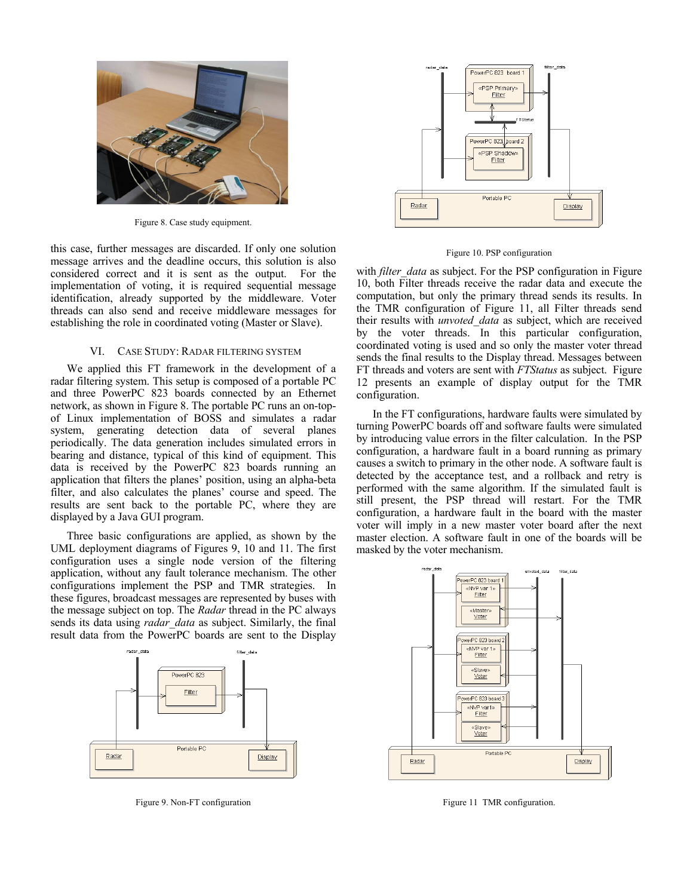Figure 8. Case study equipment.

this case, further messages are discarded. If only one solution message arrives and the deadline occurs, this solution is also considered correct and it is sent as the output. For the implementation of voting, it is required sequential message identification, already supported by the middleware. Voter threads can also send and receive middleware messages for establishing the role in coordinated voting (Master or Slave).

## VI. Case Study: Radar filtering system

We applied this FT framework in the development of a radar filtering system. This setup is composed of a portable PC and three PowerPC 823 boards connected by an Ethernet network, as shown in Figure 8. The portable PC runs an on-top-of Linux implementation of BOSS and simulates a radar system, generating detection data of several planes periodically. The data generation includes simulated errors in bearing and distance, typical of this kind of equipment. This data is received by the PowerPC 823 boards running an application that filters the planes' position, using an alpha-beta filter, and also calculates the planes' course and speed. The results are sent back to the portable PC, where they are displayed by a Java GUI program.

Three basic configurations are applied, as shown by the UML deployment diagrams of Figures 9, 10 and 11. The first configuration uses a single node version of the filtering application, without any fault tolerance mechanism. The other configurations implement the PSP and TMR strategies. In these figures, broadcast messages are represented by buses with the message subject on top. The *Radar* thread in the PC always sends its data using *radar_data* as subject. Similarly, the final result data from the PowerPC boards are sent to the Display

Figure 9. Non-FT configuration

Figure 10. PSP configuration

with *filter_data* as subject. For the PSP configuration in Figure 10, both Filter threads receive the radar data and execute the computation, but only the primary thread sends its results. In the TMR configuration of Figure 11, all Filter threads send their results with *unvoted_data* as subject, which are received by the voter threads. In this particular configuration, coordinated voting is used and so only the master voter thread sends the final results to the Display thread. Messages between FT threads and voters are sent with *FTStatus* as subject. Figure 12 presents an example of display output for the TMR configuration.

In the FT configurations, hardware faults were simulated by turning PowerPC boards off and software faults were simulated by introducing value errors in the filter calculation. In the PSP configuration, a hardware fault in a board running as primary causes a switch to primary in the other node. A software fault is detected by the acceptance test, and a rollback and retry is performed with the same algorithm. If the simulated fault is still present, the PSP thread will restart. For the TMR configuration, a hardware fault in the board with the master voter will imply in a new master voter board after the next master election. A software fault in one of the boards will be masked by the voter mechanism.

Figure 11 TMR configuration.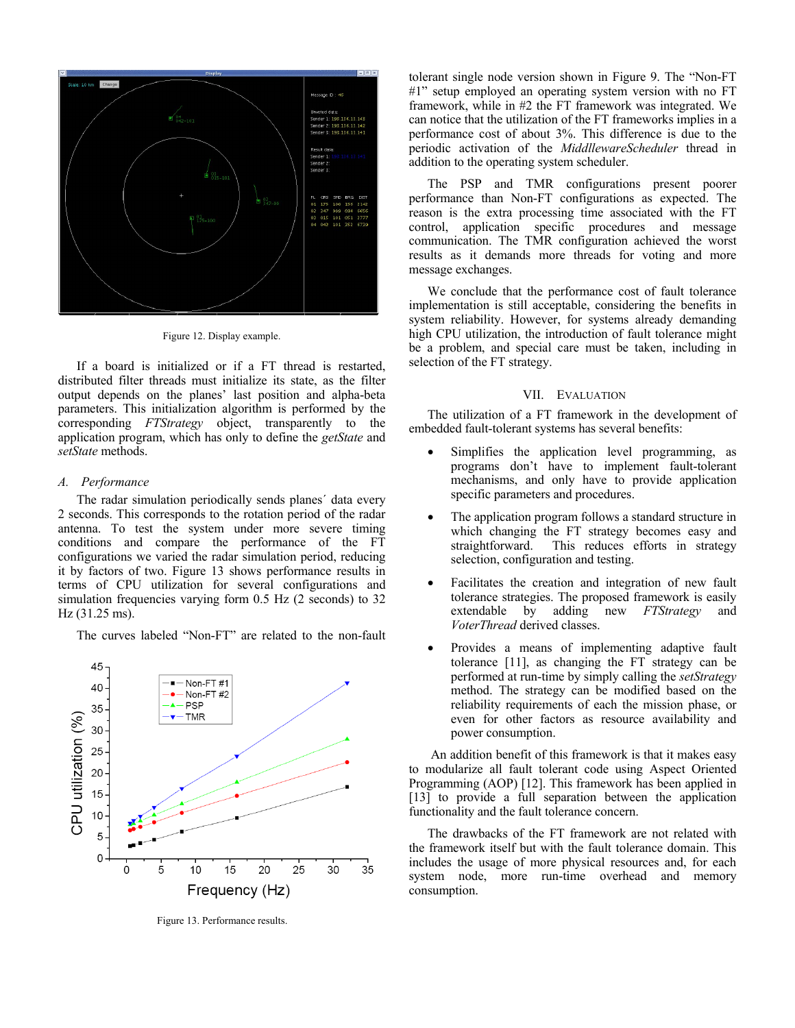Figure 12. Display example.

If a board is initialized or if a FT thread is restarted, distributed filter threads must initialize its state, as the filter output depends on the planes' last position and alpha-beta parameters. This initialization algorithm is performed by the corresponding *FTStrategy* object, transparently to the application program, which has only to define the *getState* and *setState* methods.

### A. Performance

The radar simulation periodically sends planes´ data every 2 seconds. This corresponds to the rotation period of the radar antenna. To test the system under more severe timing conditions and compare the performance of the FT configurations we varied the radar simulation period, reducing it by factors of two. Figure 13 shows performance results in terms of CPU utilization for several configurations and simulation frequencies varying form 0.5 Hz (2 seconds) to 32 Hz (31.25 ms).

The curves labeled "Non-FT" are related to the non-fault tolerant single node version shown in Figure 9. The "Non-FT #1" setup employed an operating system version with no FT framework, while in #2 the FT framework was integrated. We can notice that the utilization of the FT frameworks implies in a performance cost of about 3%. This difference is due to the periodic activation of the *MiddllewareScheduler* thread in addition to the operating system scheduler.

Figure 13. Performance results.

The PSP and TMR configurations present poorer performance than Non-FT configurations as expected. The reason is the extra processing time associated with the FT control, application specific procedures and message communication. The TMR configuration achieved the worst results as it demands more threads for voting and more message exchanges.

We conclude that the performance cost of fault tolerance implementation is still acceptable, considering the benefits in system reliability. However, for systems already demanding high CPU utilization, the introduction of fault tolerance might be a problem, and special care must be taken, including in selection of the FT strategy.

## VII. Evaluation

The utilization of a FT framework in the development of embedded fault-tolerant systems has several benefits:

- Simplifies the application level programming, as programs don't have to implement fault-tolerant mechanisms, and only have to provide application specific parameters and procedures.
- The application program follows a standard structure in which changing the FT strategy becomes easy and straightforward. This reduces efforts in strategy selection, configuration and testing.
- Facilitates the creation and integration of new fault tolerance strategies. The proposed framework is easily extendable by adding new *FTStrategy* and *VoterThread* derived classes.
- Provides a means of implementing adaptive fault tolerance [11], as changing the FT strategy can be performed at run-time by simply calling the *setStrategy* method. The strategy can be modified based on the reliability requirements of each the mission phase, or even for other factors as resource availability and power consumption.

An addition benefit of this framework is that it makes easy to modularize all fault tolerant code using Aspect Oriented Programming (AOP) [12]. This framework has been applied in [13] to provide a full separation between the application functionality and the fault tolerance concern.

The drawbacks of the FT framework are not related with the framework itself but with the fault tolerance domain. This includes the usage of more physical resources and, for each system node, more run-time overhead and memory consumption.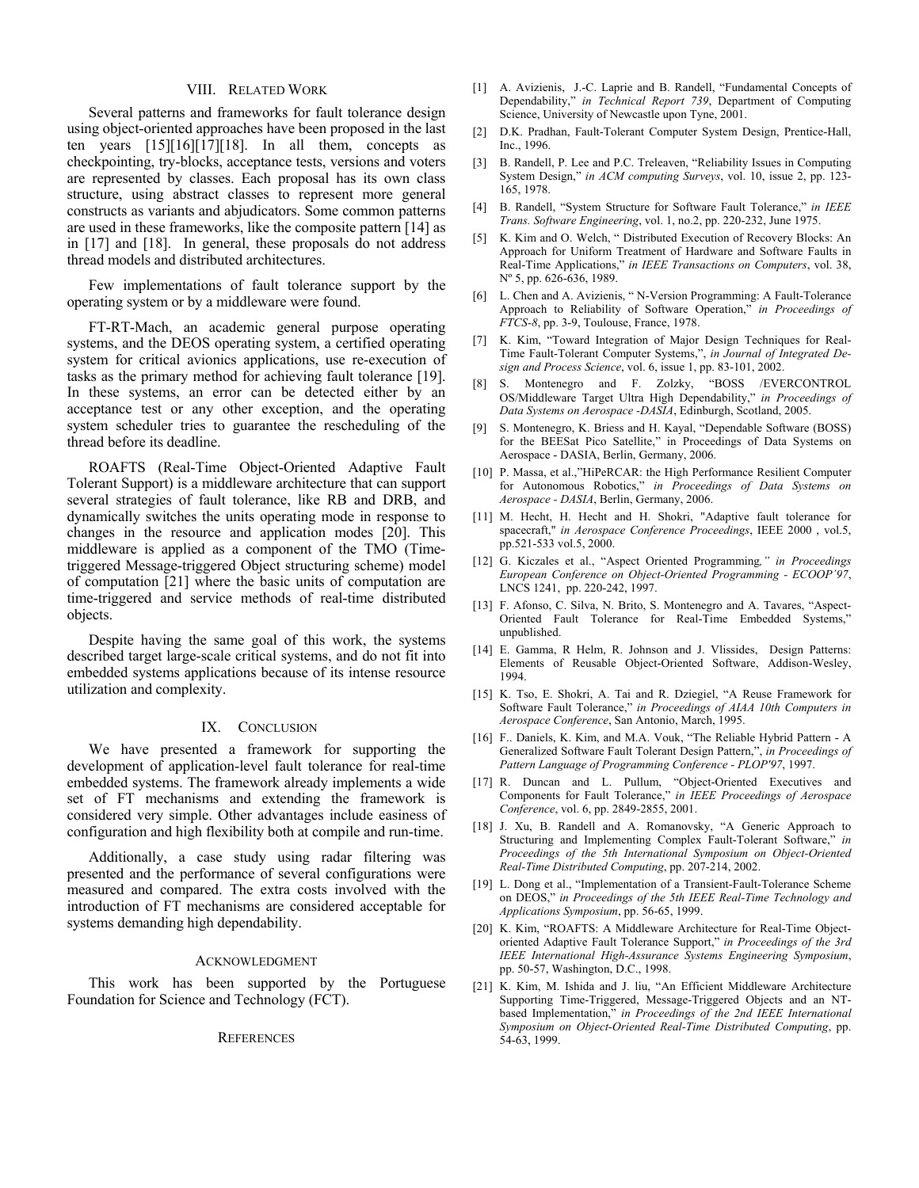## VIII. Related Work

Several patterns and frameworks for fault tolerance design using object-oriented approaches have been proposed in the last ten years [15][16][17][18]. In all them, concepts as checkpointing, try-blocks, acceptance tests, versions and voters are represented by classes. Each proposal has its own class structure, using abstract classes to represent more general constructs as variants and abjudicators. Some common patterns are used in these frameworks, like the composite pattern [14] as in [17] and [18]. In general, these proposals do not address thread models and distributed architectures.

Few implementations of fault tolerance support by the operating system or by a middleware were found.

FT-RT-Mach, an academic general purpose operating systems, and the DEOS operating system, a certified operating system for critical avionics applications, use re-execution of tasks as the primary method for achieving fault tolerance [19]. In these systems, an error can be detected either by an acceptance test or any other exception, and the operating system scheduler tries to guarantee the rescheduling of the thread before its deadline.

ROAFTS (Real-Time Object-Oriented Adaptive Fault Tolerant Support) is a middleware architecture that can support several strategies of fault tolerance, like RB and DRB, and dynamically switches the units operating mode in response to changes in the resource and application modes [20]. This middleware is applied as a component of the TMO (Time-triggered Message-triggered Object structuring scheme) model of computation [21] where the basic units of computation are time-triggered and service methods of real-time distributed objects.

Despite having the same goal of this work, the systems described target large-scale critical systems, and do not fit into embedded systems applications because of its intense resource utilization and complexity.

## IX. Conclusion

We have presented a framework for supporting the development of application-level fault tolerance for real-time embedded systems. The framework already implements a wide set of FT mechanisms and extending the framework is considered very simple. Other advantages include easiness of configuration and high flexibility both at compile and run-time.

Additionally, a case study using radar filtering was presented and the performance of several configurations were measured and compared. The extra costs involved with the introduction of FT mechanisms are considered acceptable for systems demanding high dependability.

## Acknowledgment

This work has been supported by the Portuguese Foundation for Science and Technology (FCT).

## References

[1] A. Avizienis, J.-C. Laprie and B. Randell, "Fundamental Concepts of Dependability," *in Technical Report 739*, Department of Computing Science, University of Newcastle upon Tyne, 2001.

[2] D.K. Pradhan, Fault-Tolerant Computer System Design, Prentice-Hall, Inc., 1996.

[3] B. Randell, P. Lee and P.C. Treleaven, "Reliability Issues in Computing System Design," *in ACM computing Surveys*, vol. 10, issue 2, pp. 123-165, 1978.

[4] B. Randell, "System Structure for Software Fault Tolerance," *in IEEE Trans. Software Engineering*, vol. 1, no.2, pp. 220-232, June 1975.

[5] K. Kim and O. Welch, " Distributed Execution of Recovery Blocks: An Approach for Uniform Treatment of Hardware and Software Faults in Real-Time Applications," *in IEEE Transactions on Computers*, vol. 38, Nº 5, pp. 626-636, 1989.

[6] L. Chen and A. Avizienis, " N-Version Programming: A Fault-Tolerance Approach to Reliability of Software Operation," *in Proceedings of FTCS-8*, pp. 3-9, Toulouse, France, 1978.

[7] K. Kim, "Toward Integration of Major Design Techniques for Real-Time Fault-Tolerant Computer Systems,", *in Journal of Integrated Design and Process Science*, vol. 6, issue 1, pp. 83-101, 2002.

[8] S. Montenegro and F. Zolzky, "BOSS /EVERCONTROL OS/Middleware Target Ultra High Dependability," *in Proceedings of Data Systems on Aerospace -DASIA*, Edinburgh, Scotland, 2005.

[9] S. Montenegro, K. Briess and H. Kayal, "Dependable Software (BOSS) for the BEESat Pico Satellite," in Proceedings of Data Systems on Aerospace - DASIA, Berlin, Germany, 2006.

[10] P. Massa, et al.,"HiPeRCAR: the High Performance Resilient Computer for Autonomous Robotics," *in Proceedings of Data Systems on Aerospace - DASIA*, Berlin, Germany, 2006.

[11] M. Hecht, H. Hecht and H. Shokri, "Adaptive fault tolerance for spacecraft," *in Aerospace Conference Proceedings*, IEEE 2000 , vol.5, pp.521-533 vol.5, 2000.

[12] G. Kiczales et al., "Aspect Oriented Programming*," in Proceedings European Conference on Object-Oriented Programming - ECOOP´97*, LNCS 1241, pp. 220-242, 1997.

[13] F. Afonso, C. Silva, N. Brito, S. Montenegro and A. Tavares, "Aspect-Oriented Fault Tolerance for Real-Time Embedded Systems," unpublished.

[14] E. Gamma, R Helm, R. Johnson and J. Vlissides, Design Patterns: Elements of Reusable Object-Oriented Software, Addison-Wesley, 1994.

[15] K. Tso, E. Shokri, A. Tai and R. Dziegiel, "A Reuse Framework for Software Fault Tolerance," *in Proceedings of AIAA 10th Computers in Aerospace Conference*, San Antonio, March, 1995.

[16] F.. Daniels, K. Kim, and M.A. Vouk, "The Reliable Hybrid Pattern - A Generalized Software Fault Tolerant Design Pattern,", *in Proceedings of Pattern Language of Programming Conference - PLOP'97*, 1997.

[17] R. Duncan and L. Pullum, "Object-Oriented Executives and Components for Fault Tolerance," *in IEEE Proceedings of Aerospace Conference*, vol. 6, pp. 2849-2855, 2001.

[18] J. Xu, B. Randell and A. Romanovsky, "A Generic Approach to Structuring and Implementing Complex Fault-Tolerant Software," *in Proceedings of the 5th International Symposium on Object-Oriented Real-Time Distributed Computing*, pp. 207-214, 2002.

[19] L. Dong et al., "Implementation of a Transient-Fault-Tolerance Scheme on DEOS," *in Proceedings of the 5th IEEE Real-Time Technology and Applications Symposium*, pp. 56-65, 1999.

[20] K. Kim, "ROAFTS: A Middleware Architecture for Real-Time Object-oriented Adaptive Fault Tolerance Support," *in Proceedings of the 3rd IEEE International High-Assurance Systems Engineering Symposium*, pp. 50-57, Washington, D.C., 1998.

[21] K. Kim, M. Ishida and J. liu, "An Efficient Middleware Architecture Supporting Time-Triggered, Message-Triggered Objects and an NT-based Implementation," *in Proceedings of the 2nd IEEE International Symposium on Object-Oriented Real-Time Distributed Computing*, pp. 54-63, 1999.